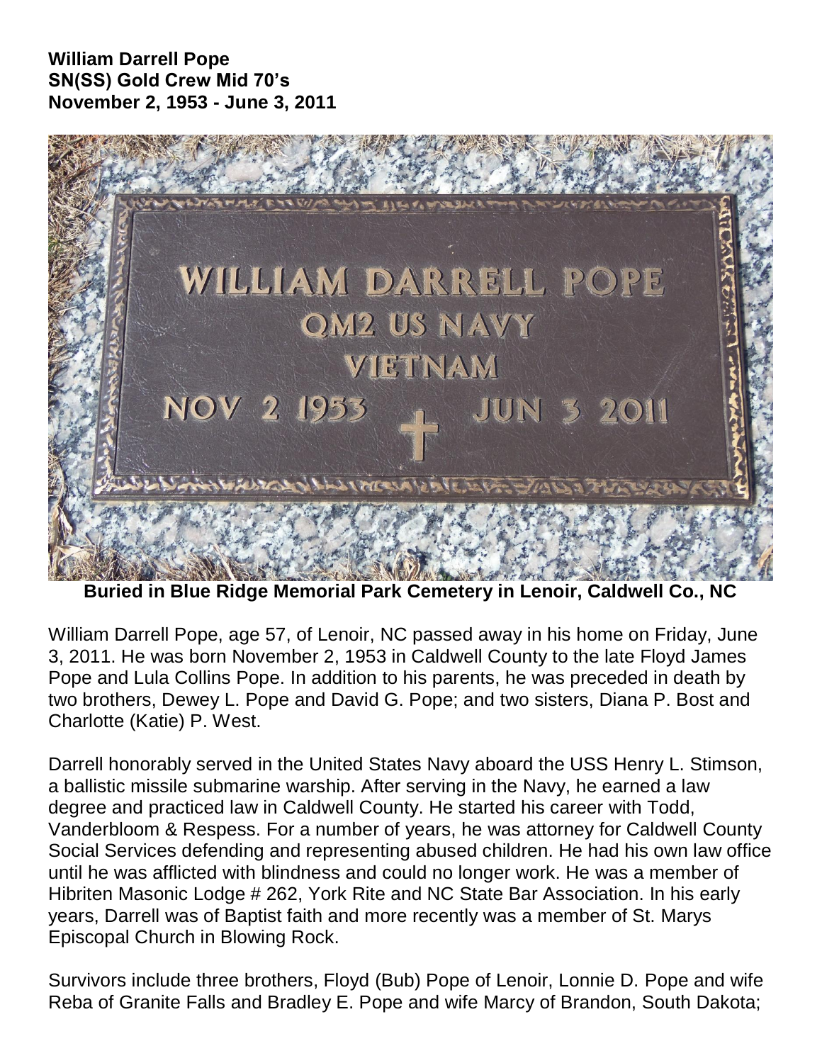**William Darrell Pope**
**SN(SS) Gold Crew Mid 70's**
**November 2, 1953 - June 3, 2011**

WILLIAM DARRELL POPE
QM2 US NAVY
VIETNAM
NOV 2 1953 JUN 3 2011

**Buried in Blue Ridge Memorial Park Cemetery in Lenoir, Caldwell Co., NC**

William Darrell Pope, age 57, of Lenoir, NC passed away in his home on Friday, June 3, 2011. He was born November 2, 1953 in Caldwell County to the late Floyd James Pope and Lula Collins Pope. In addition to his parents, he was preceded in death by two brothers, Dewey L. Pope and David G. Pope; and two sisters, Diana P. Bost and Charlotte (Katie) P. West.

Darrell honorably served in the United States Navy aboard the USS Henry L. Stimson, a ballistic missile submarine warship. After serving in the Navy, he earned a law degree and practiced law in Caldwell County. He started his career with Todd, Vanderbloom & Respess. For a number of years, he was attorney for Caldwell County Social Services defending and representing abused children. He had his own law office until he was afflicted with blindness and could no longer work. He was a member of Hibriten Masonic Lodge # 262, York Rite and NC State Bar Association. In his early years, Darrell was of Baptist faith and more recently was a member of St. Marys Episcopal Church in Blowing Rock.

Survivors include three brothers, Floyd (Bub) Pope of Lenoir, Lonnie D. Pope and wife Reba of Granite Falls and Bradley E. Pope and wife Marcy of Brandon, South Dakota;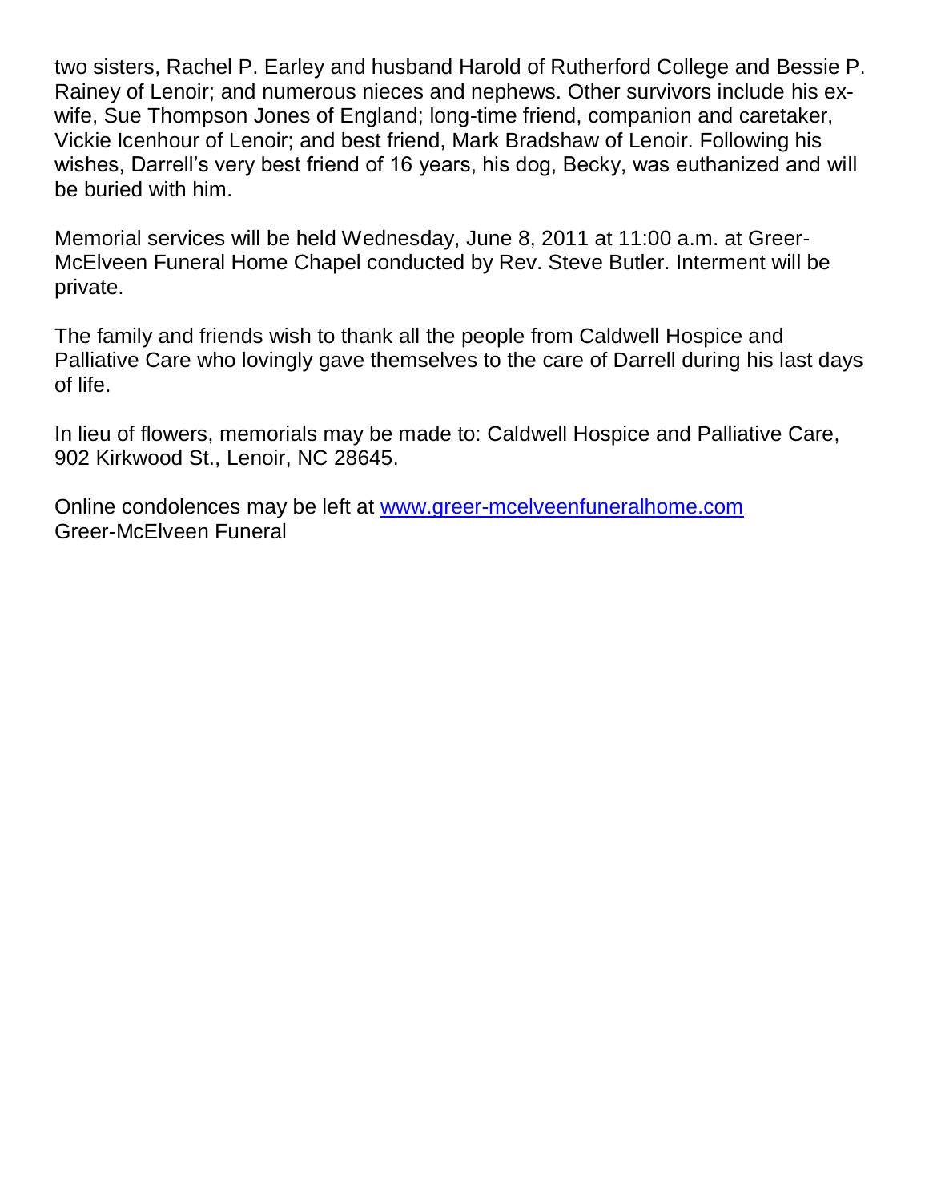two sisters, Rachel P. Earley and husband Harold of Rutherford College and Bessie P. Rainey of Lenoir; and numerous nieces and nephews. Other survivors include his ex-wife, Sue Thompson Jones of England; long-time friend, companion and caretaker, Vickie Icenhour of Lenoir; and best friend, Mark Bradshaw of Lenoir. Following his wishes, Darrell's very best friend of 16 years, his dog, Becky, was euthanized and will be buried with him.

Memorial services will be held Wednesday, June 8, 2011 at 11:00 a.m. at Greer-McElveen Funeral Home Chapel conducted by Rev. Steve Butler. Interment will be private.

The family and friends wish to thank all the people from Caldwell Hospice and Palliative Care who lovingly gave themselves to the care of Darrell during his last days of life.

In lieu of flowers, memorials may be made to: Caldwell Hospice and Palliative Care, 902 Kirkwood St., Lenoir, NC 28645.

Online condolences may be left at www.greer-mcelveenfuneralhome.com
Greer-McElveen Funeral